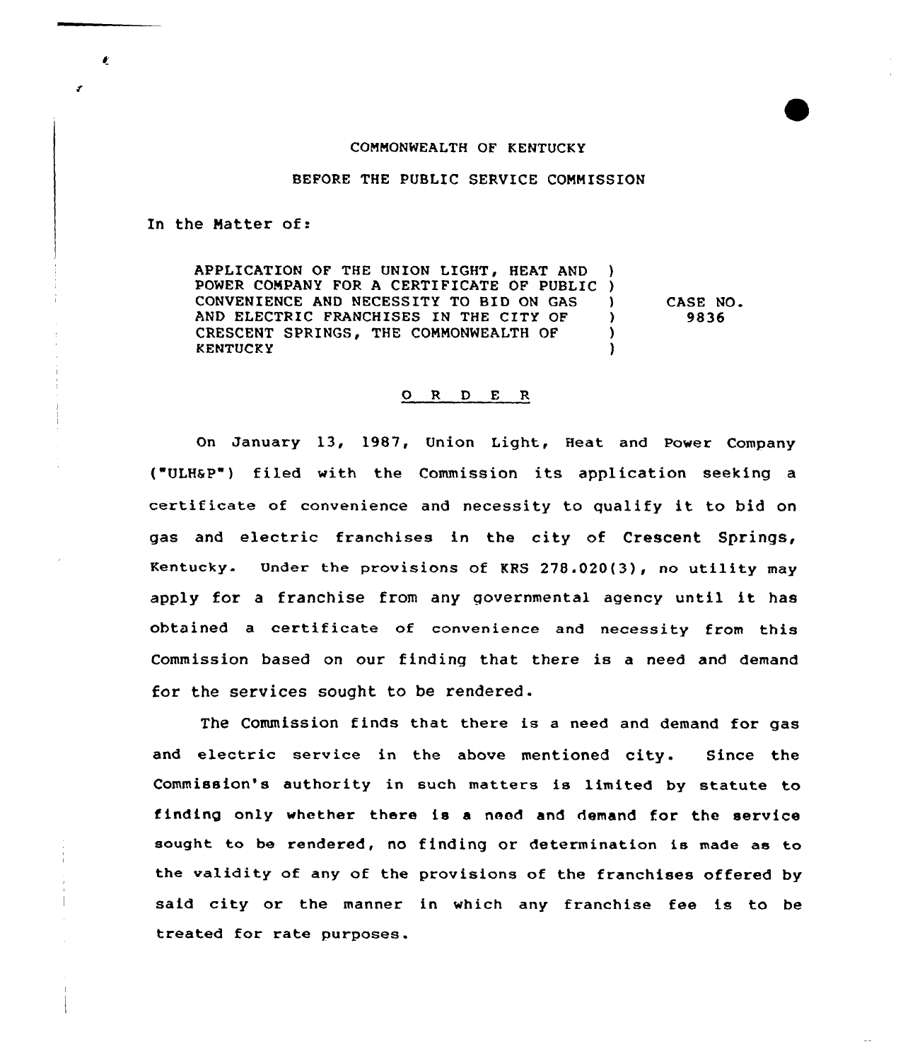COMMONWEALTH OF KENTUCKY

BEFORE THE PUBLIC SERVICE COMMISSION

In the Matter of:

| | | |
|---|---|---|
| APPLICATION OF THE UNION LIGHT, HEAT AND POWER COMPANY FOR A CERTIFICATE OF PUBLIC CONVENIENCE AND NECESSITY TO BID ON GAS AND ELECTRIC FRANCHISES IN THE CITY OF CRESCENT SPRINGS, THE COMMONWEALTH OF KENTUCKY | ) | CASE NO. 9836 |

## O R D E R

On January 13, 1987, Union Light, Heat and Power Company ("ULH&P") filed with the Commission its application seeking a certificate of convenience and necessity to qualify it to bid on gas and electric franchises in the city of Crescent Springs, Kentucky. Under the provisions of KRS 278.020(3), no utility may apply for a franchise from any governmental agency until it has obtained a certificate of convenience and necessity from this Commission based on our finding that there is a need and demand for the services sought to be rendered.

The Commission finds that there is a need and demand for gas and electric service in the above mentioned city. Since the Commission's authority in such matters is limited by statute to finding only whether there is a need and demand for the service sought to be rendered, no finding or determination is made as to the validity of any of the provisions of the franchises offered by said city or the manner in which any franchise fee is to be treated for rate purposes.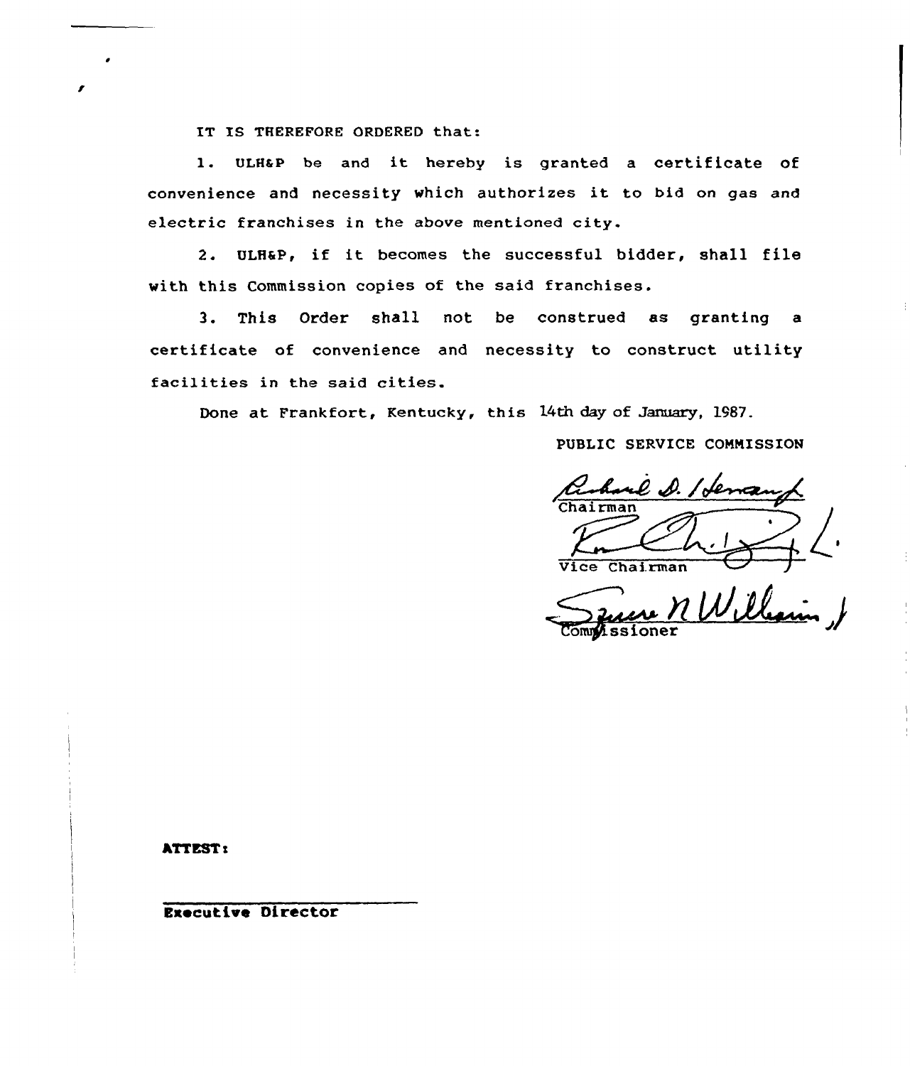IT IS THEREFORE ORDERED that:

1. ULH&P be and it hereby is granted a certificate of convenience and necessity which authorizes it to bid on gas and electric franchises in the above mentioned city.

2. ULH&P, if it becomes the successful bidder, shall file with this Commission copies of the said franchises.

3. This Order shall not be construed as granting a certificate of convenience and necessity to construct utility facilities in the said cities.

Done at Frankfort, Kentucky, this 14th day of January, 1987.

PUBLIC SERVICE COMMISSION

Chairman

Vice Chairman

Commissioner

ATTEST:

Executive Director